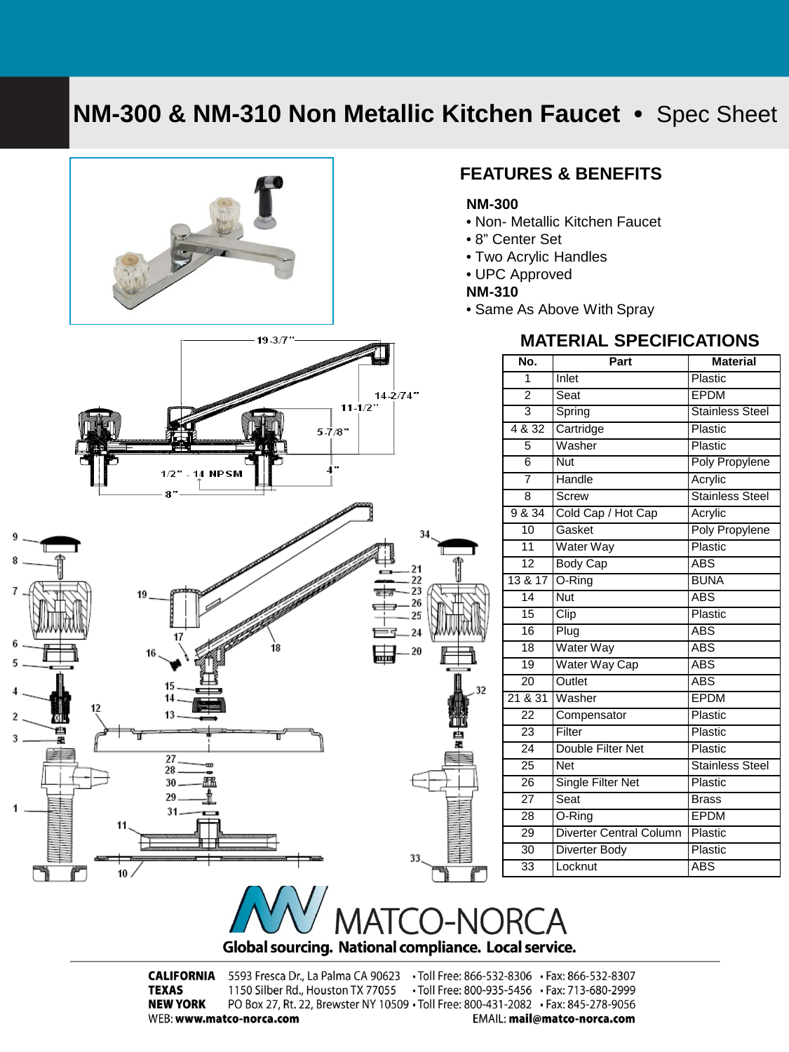# NM-300 & NM-310 Non Metallic Kitchen Faucet • Spec Sheet

## FEATURES & BENEFITS

**NM-300**

- Non- Metallic Kitchen Faucet
- 8" Center Set
- Two Acrylic Handles
- UPC Approved

**NM-310**

- Same As Above With Spray

19-3/7"
14-2/74"
11-1/2"
5-7/8"
4"
1/2" - 14 NPSM
8"

## MATERIAL SPECIFICATIONS

| No. | Part | Material |
|---|---|---|
| 1 | Inlet | Plastic |
| 2 | Seat | EPDM |
| 3 | Spring | Stainless Steel |
| 4 & 32 | Cartridge | Plastic |
| 5 | Washer | Plastic |
| 6 | Nut | Poly Propylene |
| 7 | Handle | Acrylic |
| 8 | Screw | Stainless Steel |
| 9 & 34 | Cold Cap / Hot Cap | Acrylic |
| 10 | Gasket | Poly Propylene |
| 11 | Water Way | Plastic |
| 12 | Body Cap | ABS |
| 13 & 17 | O-Ring | BUNA |
| 14 | Nut | ABS |
| 15 | Clip | Plastic |
| 16 | Plug | ABS |
| 18 | Water Way | ABS |
| 19 | Water Way Cap | ABS |
| 20 | Outlet | ABS |
| 21 & 31 | Washer | EPDM |
| 22 | Compensator | Plastic |
| 23 | Filter | Plastic |
| 24 | Double Filter Net | Plastic |
| 25 | Net | Stainless Steel |
| 26 | Single Filter Net | Plastic |
| 27 | Seat | Brass |
| 28 | O-Ring | EPDM |
| 29 | Diverter Central Column | Plastic |
| 30 | Diverter Body | Plastic |
| 33 | Locknut | ABS |

MATCO-NORCA

Global sourcing. National compliance. Local service.

**CALIFORNIA** 5593 Fresca Dr., La Palma CA 90623 • Toll Free: 866-532-8306 • Fax: 866-532-8307
**TEXAS** 1150 Silber Rd., Houston TX 77055 • Toll Free: 800-935-5456 • Fax: 713-680-2999
**NEW YORK** PO Box 27, Rt. 22, Brewster NY 10509 • Toll Free: 800-431-2082 • Fax: 845-278-9056
WEB: **www.matco-norca.com** EMAIL: **mail@matco-norca.com**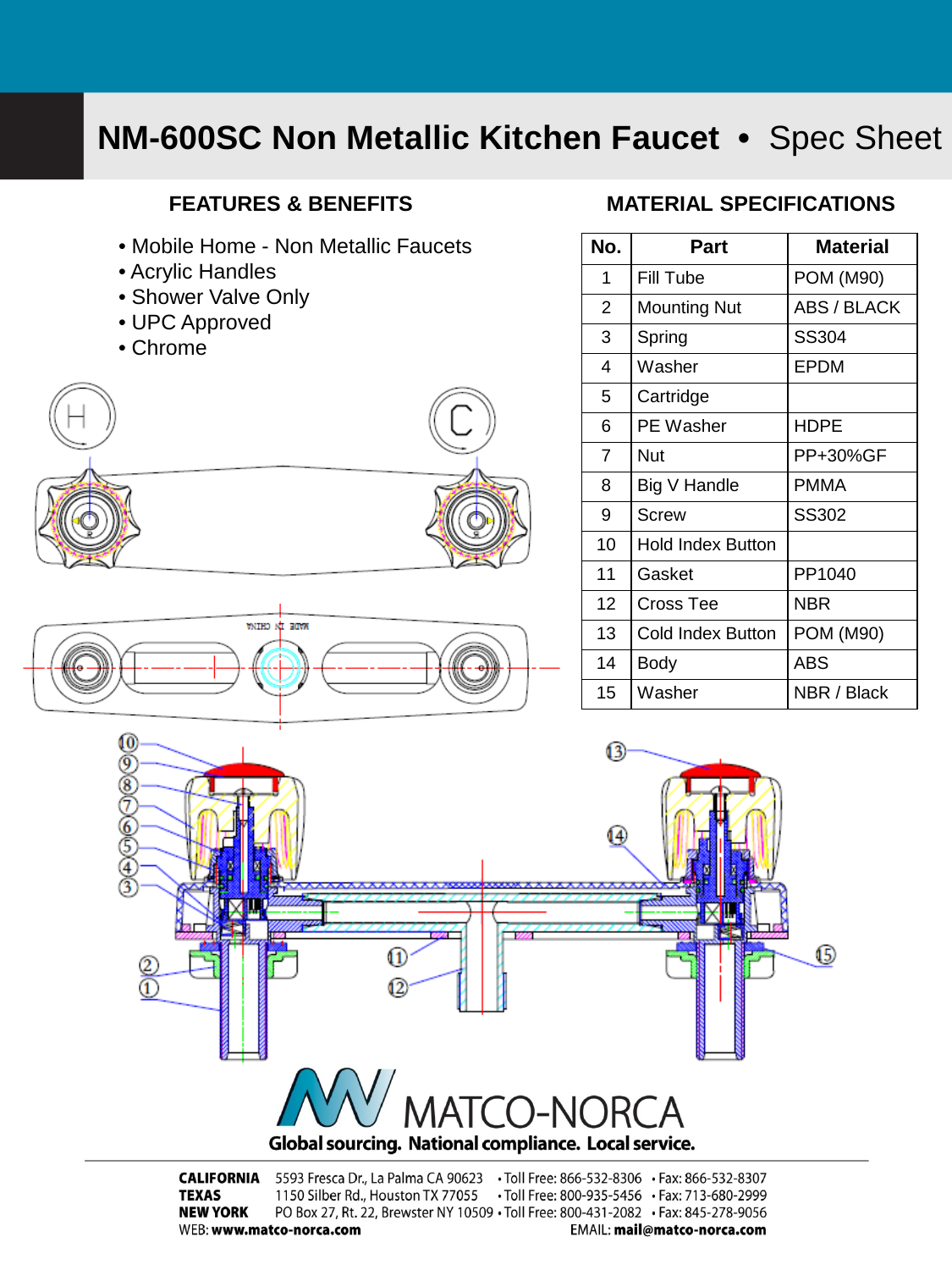# NM-600SC Non Metallic Kitchen Faucet • Spec Sheet

## FEATURES & BENEFITS

- Mobile Home - Non Metallic Faucets
- Acrylic Handles
- Shower Valve Only
- UPC Approved
- Chrome

## MATERIAL SPECIFICATIONS

| No. | Part | Material |
|---|---|---|
| 1 | Fill Tube | POM (M90) |
| 2 | Mounting Nut | ABS / BLACK |
| 3 | Spring | SS304 |
| 4 | Washer | EPDM |
| 5 | Cartridge | |
| 6 | PE Washer | HDPE |
| 7 | Nut | PP+30%GF |
| 8 | Big V Handle | PMMA |
| 9 | Screw | SS302 |
| 10 | Hold Index Button | |
| 11 | Gasket | PP1040 |
| 12 | Cross Tee | NBR |
| 13 | Cold Index Button | POM (M90) |
| 14 | Body | ABS |
| 15 | Washer | NBR / Black |

MATCO-NORCA

Global sourcing. National compliance. Local service.

**CALIFORNIA** 5593 Fresca Dr., La Palma CA 90623 • Toll Free: 866-532-8306 • Fax: 866-532-8307
**TEXAS** 1150 Silber Rd., Houston TX 77055 • Toll Free: 800-935-5456 • Fax: 713-680-2999
**NEW YORK** PO Box 27, Rt. 22, Brewster NY 10509 • Toll Free: 800-431-2082 • Fax: 845-278-9056
WEB: **www.matco-norca.com** EMAIL: **mail@matco-norca.com**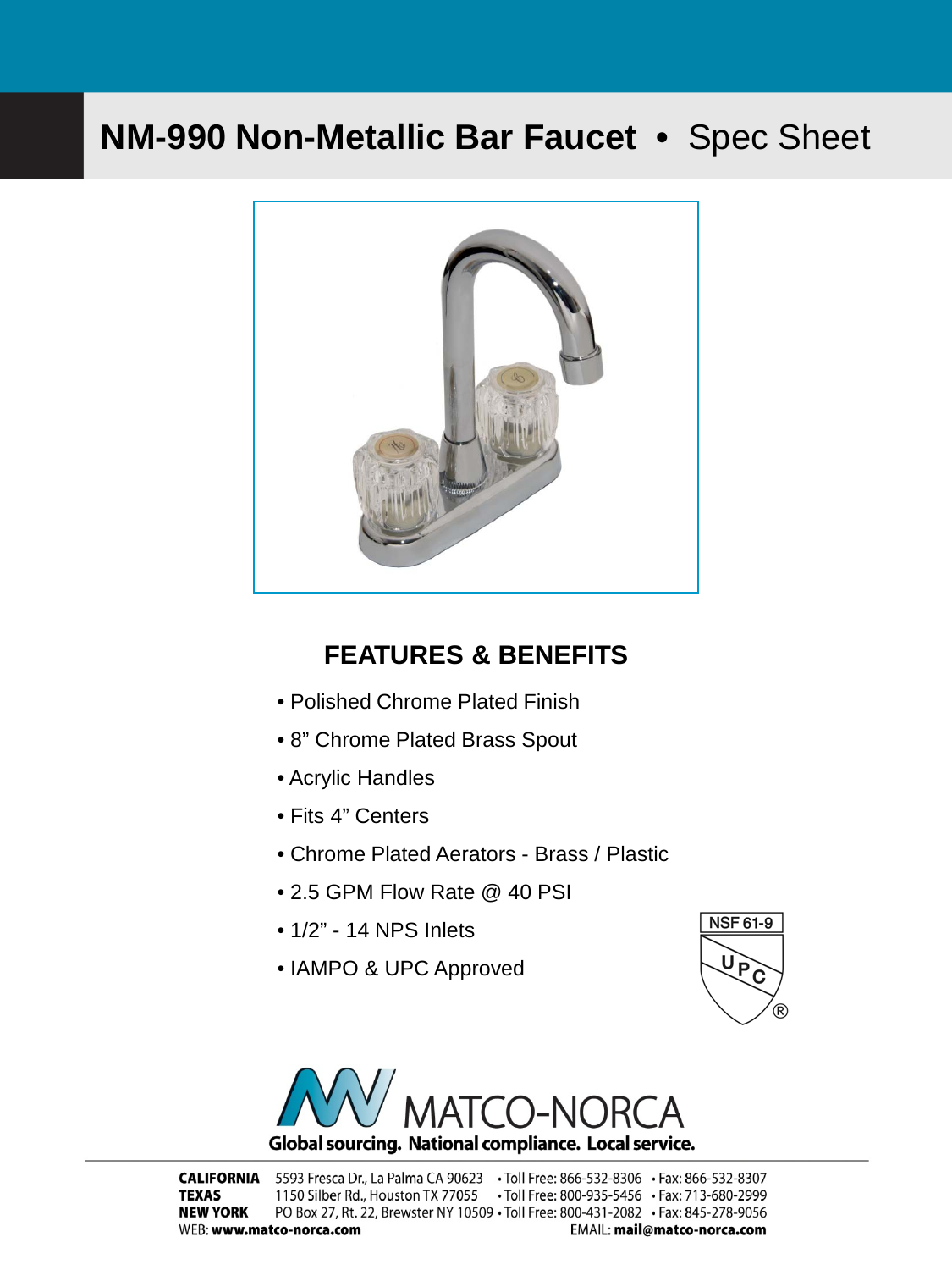# NM-990 Non-Metallic Bar Faucet • Spec Sheet

## FEATURES & BENEFITS

- Polished Chrome Plated Finish
- 8" Chrome Plated Brass Spout
- Acrylic Handles
- Fits 4" Centers
- Chrome Plated Aerators - Brass / Plastic
- 2.5 GPM Flow Rate @ 40 PSI
- 1/2" - 14 NPS Inlets
- IAMPO & UPC Approved

NSF 61-9

UPC ®

MATCO-NORCA

**Global sourcing. National compliance. Local service.**

**CALIFORNIA** 5593 Fresca Dr., La Palma CA 90623 • Toll Free: 866-532-8306 • Fax: 866-532-8307
**TEXAS** 1150 Silber Rd., Houston TX 77055 • Toll Free: 800-935-5456 • Fax: 713-680-2999
**NEW YORK** PO Box 27, Rt. 22, Brewster NY 10509 • Toll Free: 800-431-2082 • Fax: 845-278-9056
WEB: **www.matco-norca.com** EMAIL: **mail@matco-norca.com**